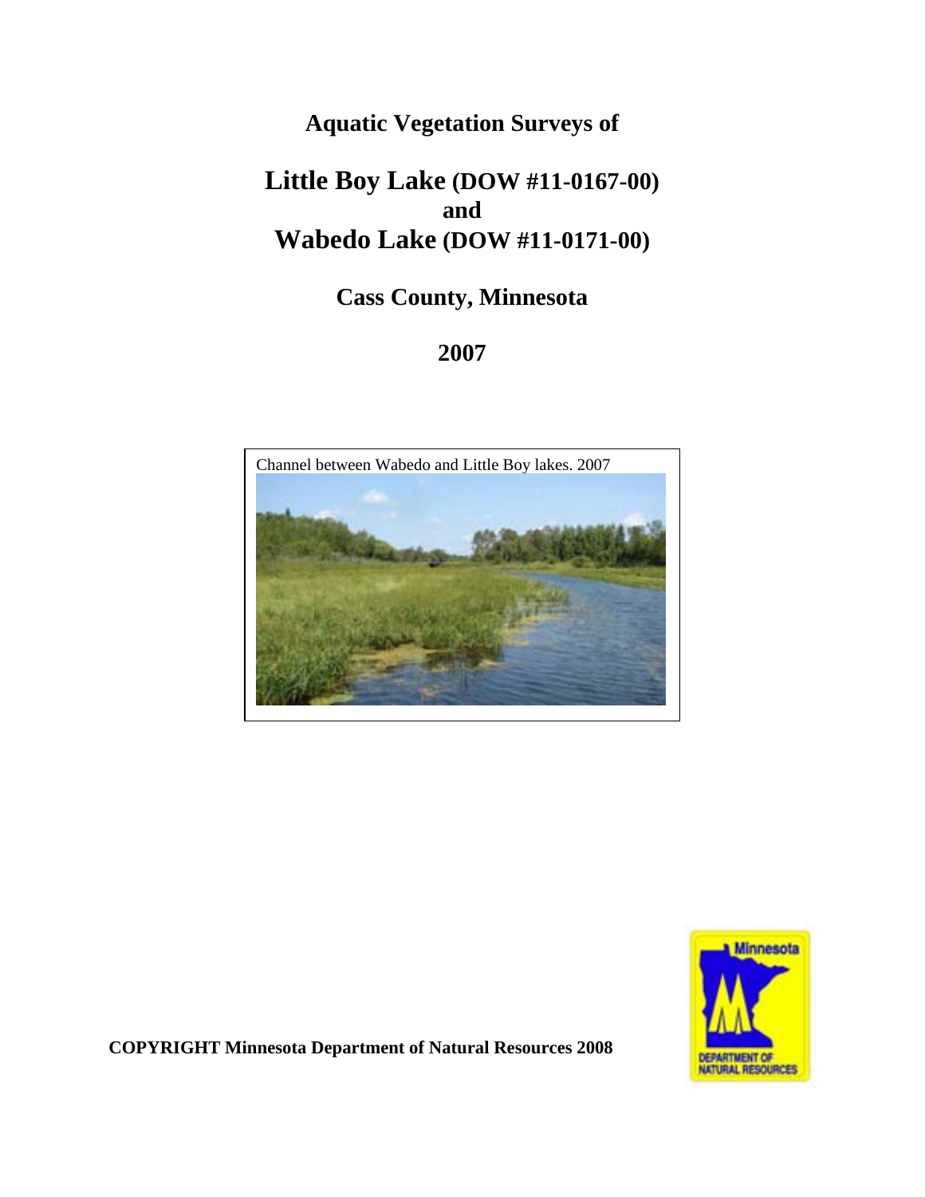# Aquatic Vegetation Surveys of

# Little Boy Lake (DOW #11-0167-00) and Wabedo Lake (DOW #11-0171-00)

## Cass County, Minnesota

## 2007

Channel between Wabedo and Little Boy lakes. 2007

**COPYRIGHT Minnesota Department of Natural Resources 2008**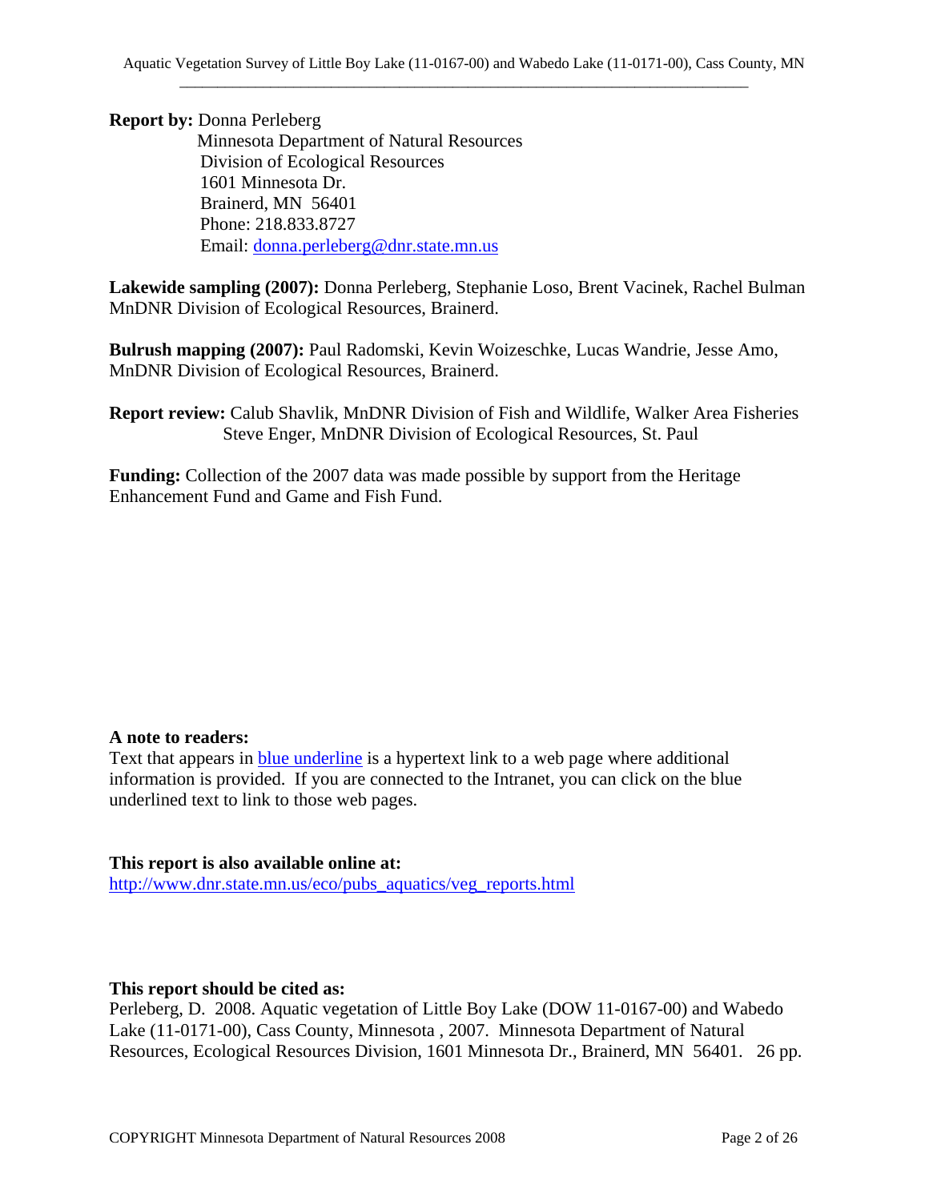**Report by:** Donna Perleberg
Minnesota Department of Natural Resources
Division of Ecological Resources
1601 Minnesota Dr.
Brainerd, MN 56401
Phone: 218.833.8727
Email: [donna.perleberg@dnr.state.mn.us](mailto:donna.perleberg@dnr.state.mn.us)

**Lakewide sampling (2007):** Donna Perleberg, Stephanie Loso, Brent Vacinek, Rachel Bulman MnDNR Division of Ecological Resources, Brainerd.

**Bulrush mapping (2007):** Paul Radomski, Kevin Woizeschke, Lucas Wandrie, Jesse Amo, MnDNR Division of Ecological Resources, Brainerd.

**Report review:** Calub Shavlik, MnDNR Division of Fish and Wildlife, Walker Area Fisheries
Steve Enger, MnDNR Division of Ecological Resources, St. Paul

**Funding:** Collection of the 2007 data was made possible by support from the Heritage Enhancement Fund and Game and Fish Fund.

**A note to readers:**
Text that appears in blue underline is a hypertext link to a web page where additional information is provided. If you are connected to the Intranet, you can click on the blue underlined text to link to those web pages.

**This report is also available online at:**
http://www.dnr.state.mn.us/eco/pubs_aquatics/veg_reports.html

**This report should be cited as:**
Perleberg, D. 2008. Aquatic vegetation of Little Boy Lake (DOW 11-0167-00) and Wabedo Lake (11-0171-00), Cass County, Minnesota , 2007. Minnesota Department of Natural Resources, Ecological Resources Division, 1601 Minnesota Dr., Brainerd, MN 56401. 26 pp.

COPYRIGHT Minnesota Department of Natural Resources 2008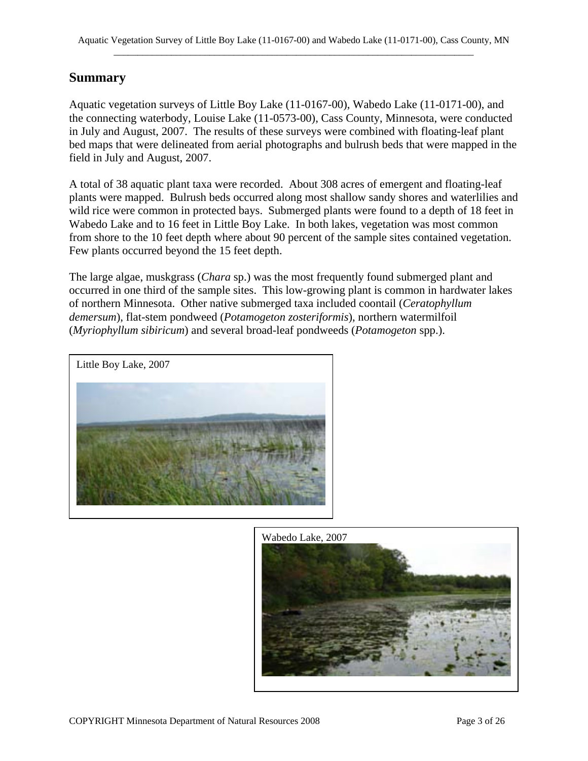## Summary

Aquatic vegetation surveys of Little Boy Lake (11-0167-00), Wabedo Lake (11-0171-00), and the connecting waterbody, Louise Lake (11-0573-00), Cass County, Minnesota, were conducted in July and August, 2007. The results of these surveys were combined with floating-leaf plant bed maps that were delineated from aerial photographs and bulrush beds that were mapped in the field in July and August, 2007.

A total of 38 aquatic plant taxa were recorded. About 308 acres of emergent and floating-leaf plants were mapped. Bulrush beds occurred along most shallow sandy shores and waterlilies and wild rice were common in protected bays. Submerged plants were found to a depth of 18 feet in Wabedo Lake and to 16 feet in Little Boy Lake. In both lakes, vegetation was most common from shore to the 10 feet depth where about 90 percent of the sample sites contained vegetation. Few plants occurred beyond the 15 feet depth.

The large algae, muskgrass (*Chara* sp.) was the most frequently found submerged plant and occurred in one third of the sample sites. This low-growing plant is common in hardwater lakes of northern Minnesota. Other native submerged taxa included coontail (*Ceratophyllum demersum*), flat-stem pondweed (*Potamogeton zosteriformis*), northern watermilfoil (*Myriophyllum sibiricum*) and several broad-leaf pondweeds (*Potamogeton* spp.).

Little Boy Lake, 2007

Wabedo Lake, 2007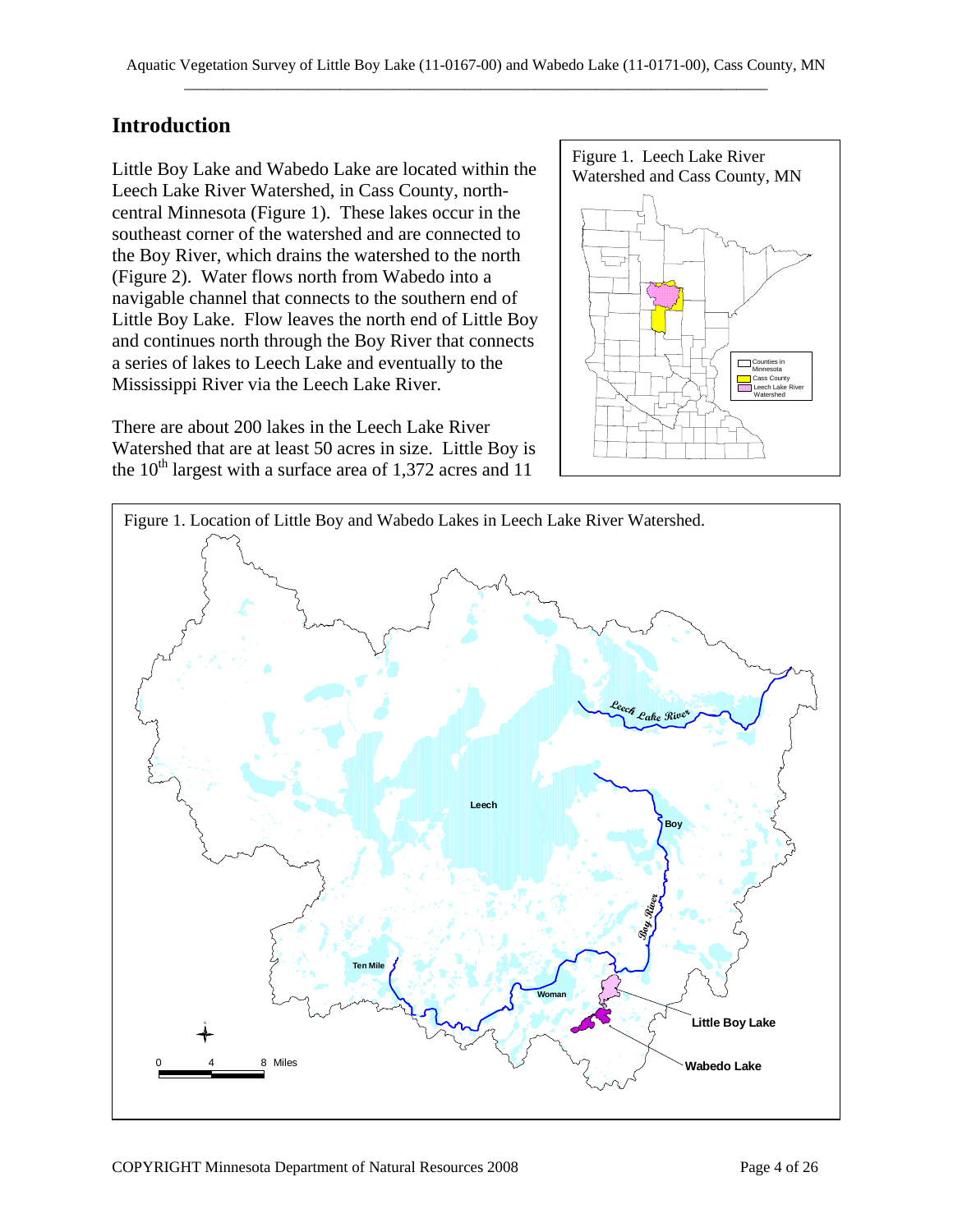## Introduction

Little Boy Lake and Wabedo Lake are located within the Leech Lake River Watershed, in Cass County, north-central Minnesota (Figure 1). These lakes occur in the southeast corner of the watershed and are connected to the Boy River, which drains the watershed to the north (Figure 2). Water flows north from Wabedo into a navigable channel that connects to the southern end of Little Boy Lake. Flow leaves the north end of Little Boy and continues north through the Boy River that connects a series of lakes to Leech Lake and eventually to the Mississippi River via the Leech Lake River.

There are about 200 lakes in the Leech Lake River Watershed that are at least 50 acres in size. Little Boy is the 10th largest with a surface area of 1,372 acres and 11

Figure 1. Leech Lake River Watershed and Cass County, MN

Figure 1. Location of Little Boy and Wabedo Lakes in Leech Lake River Watershed.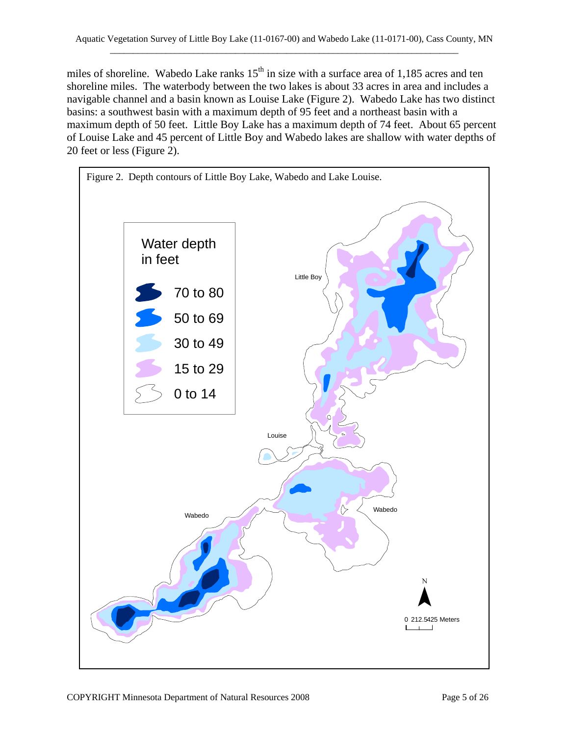miles of shoreline. Wabedo Lake ranks 15th in size with a surface area of 1,185 acres and ten shoreline miles. The waterbody between the two lakes is about 33 acres in area and includes a navigable channel and a basin known as Louise Lake (Figure 2). Wabedo Lake has two distinct basins: a southwest basin with a maximum depth of 95 feet and a northeast basin with a maximum depth of 50 feet. Little Boy Lake has a maximum depth of 74 feet. About 65 percent of Louise Lake and 45 percent of Little Boy and Wabedo lakes are shallow with water depths of 20 feet or less (Figure 2).

Figure 2. Depth contours of Little Boy Lake, Wabedo and Lake Louise.

Water depth in feet

- 70 to 80
- 50 to 69
- 30 to 49
- 15 to 29
- 0 to 14

Little Boy

Louise

Wabedo

Wabedo

N

0 212.5425 Meters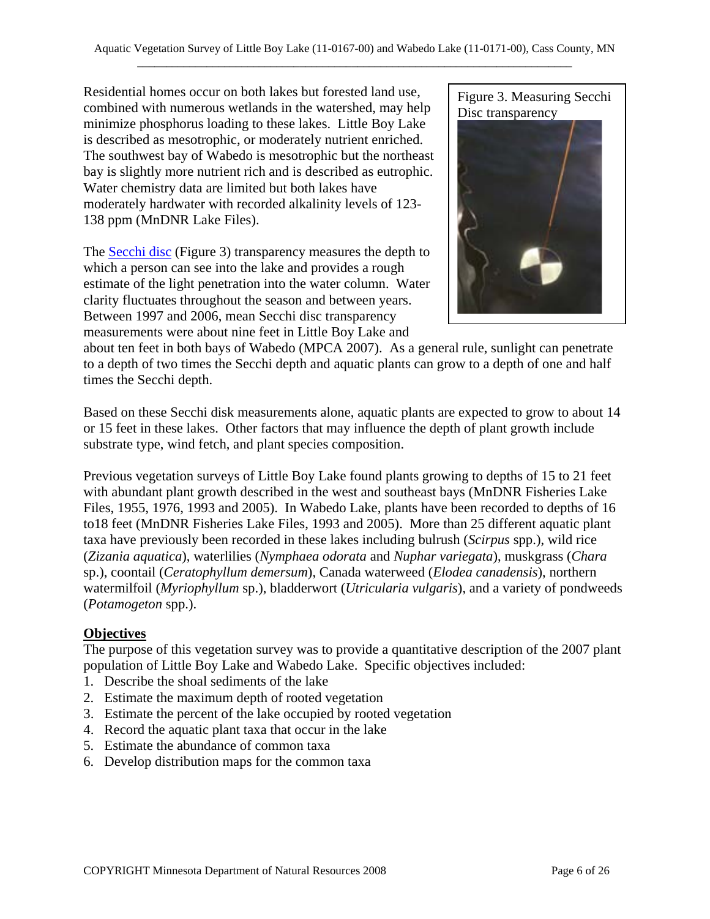Residential homes occur on both lakes but forested land use, combined with numerous wetlands in the watershed, may help minimize phosphorus loading to these lakes. Little Boy Lake is described as mesotrophic, or moderately nutrient enriched. The southwest bay of Wabedo is mesotrophic but the northeast bay is slightly more nutrient rich and is described as eutrophic. Water chemistry data are limited but both lakes have moderately hardwater with recorded alkalinity levels of 123-138 ppm (MnDNR Lake Files).

Figure 3. Measuring Secchi Disc transparency

The Secchi disc (Figure 3) transparency measures the depth to which a person can see into the lake and provides a rough estimate of the light penetration into the water column. Water clarity fluctuates throughout the season and between years. Between 1997 and 2006, mean Secchi disc transparency measurements were about nine feet in Little Boy Lake and about ten feet in both bays of Wabedo (MPCA 2007). As a general rule, sunlight can penetrate to a depth of two times the Secchi depth and aquatic plants can grow to a depth of one and half times the Secchi depth.

Based on these Secchi disk measurements alone, aquatic plants are expected to grow to about 14 or 15 feet in these lakes. Other factors that may influence the depth of plant growth include substrate type, wind fetch, and plant species composition.

Previous vegetation surveys of Little Boy Lake found plants growing to depths of 15 to 21 feet with abundant plant growth described in the west and southeast bays (MnDNR Fisheries Lake Files, 1955, 1976, 1993 and 2005). In Wabedo Lake, plants have been recorded to depths of 16 to18 feet (MnDNR Fisheries Lake Files, 1993 and 2005). More than 25 different aquatic plant taxa have previously been recorded in these lakes including bulrush (*Scirpus* spp.), wild rice (*Zizania aquatica*), waterlilies (*Nymphaea odorata* and *Nuphar variegata*), muskgrass (*Chara* sp.), coontail (*Ceratophyllum demersum*), Canada waterweed (*Elodea canadensis*), northern watermilfoil (*Myriophyllum* sp.), bladderwort (*Utricularia vulgaris*), and a variety of pondweeds (*Potamogeton* spp.).

## Objectives

The purpose of this vegetation survey was to provide a quantitative description of the 2007 plant population of Little Boy Lake and Wabedo Lake. Specific objectives included:

1. Describe the shoal sediments of the lake
2. Estimate the maximum depth of rooted vegetation
3. Estimate the percent of the lake occupied by rooted vegetation
4. Record the aquatic plant taxa that occur in the lake
5. Estimate the abundance of common taxa
6. Develop distribution maps for the common taxa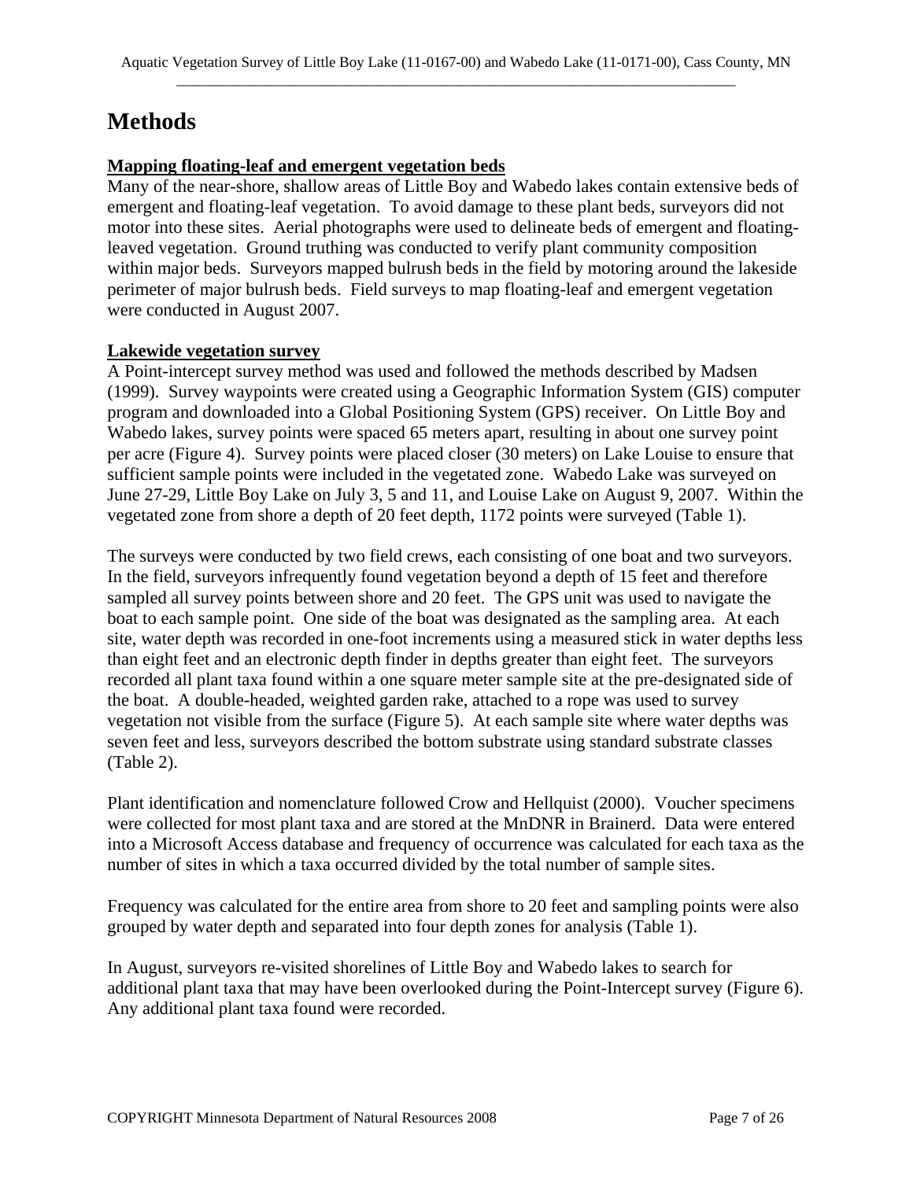# Methods

**Mapping floating-leaf and emergent vegetation beds**

Many of the near-shore, shallow areas of Little Boy and Wabedo lakes contain extensive beds of emergent and floating-leaf vegetation. To avoid damage to these plant beds, surveyors did not motor into these sites. Aerial photographs were used to delineate beds of emergent and floating-leaved vegetation. Ground truthing was conducted to verify plant community composition within major beds. Surveyors mapped bulrush beds in the field by motoring around the lakeside perimeter of major bulrush beds. Field surveys to map floating-leaf and emergent vegetation were conducted in August 2007.

**Lakewide vegetation survey**

A Point-intercept survey method was used and followed the methods described by Madsen (1999). Survey waypoints were created using a Geographic Information System (GIS) computer program and downloaded into a Global Positioning System (GPS) receiver. On Little Boy and Wabedo lakes, survey points were spaced 65 meters apart, resulting in about one survey point per acre (Figure 4). Survey points were placed closer (30 meters) on Lake Louise to ensure that sufficient sample points were included in the vegetated zone. Wabedo Lake was surveyed on June 27-29, Little Boy Lake on July 3, 5 and 11, and Louise Lake on August 9, 2007. Within the vegetated zone from shore a depth of 20 feet depth, 1172 points were surveyed (Table 1).

The surveys were conducted by two field crews, each consisting of one boat and two surveyors. In the field, surveyors infrequently found vegetation beyond a depth of 15 feet and therefore sampled all survey points between shore and 20 feet. The GPS unit was used to navigate the boat to each sample point. One side of the boat was designated as the sampling area. At each site, water depth was recorded in one-foot increments using a measured stick in water depths less than eight feet and an electronic depth finder in depths greater than eight feet. The surveyors recorded all plant taxa found within a one square meter sample site at the pre-designated side of the boat. A double-headed, weighted garden rake, attached to a rope was used to survey vegetation not visible from the surface (Figure 5). At each sample site where water depths was seven feet and less, surveyors described the bottom substrate using standard substrate classes (Table 2).

Plant identification and nomenclature followed Crow and Hellquist (2000). Voucher specimens were collected for most plant taxa and are stored at the MnDNR in Brainerd. Data were entered into a Microsoft Access database and frequency of occurrence was calculated for each taxa as the number of sites in which a taxa occurred divided by the total number of sample sites.

Frequency was calculated for the entire area from shore to 20 feet and sampling points were also grouped by water depth and separated into four depth zones for analysis (Table 1).

In August, surveyors re-visited shorelines of Little Boy and Wabedo lakes to search for additional plant taxa that may have been overlooked during the Point-Intercept survey (Figure 6). Any additional plant taxa found were recorded.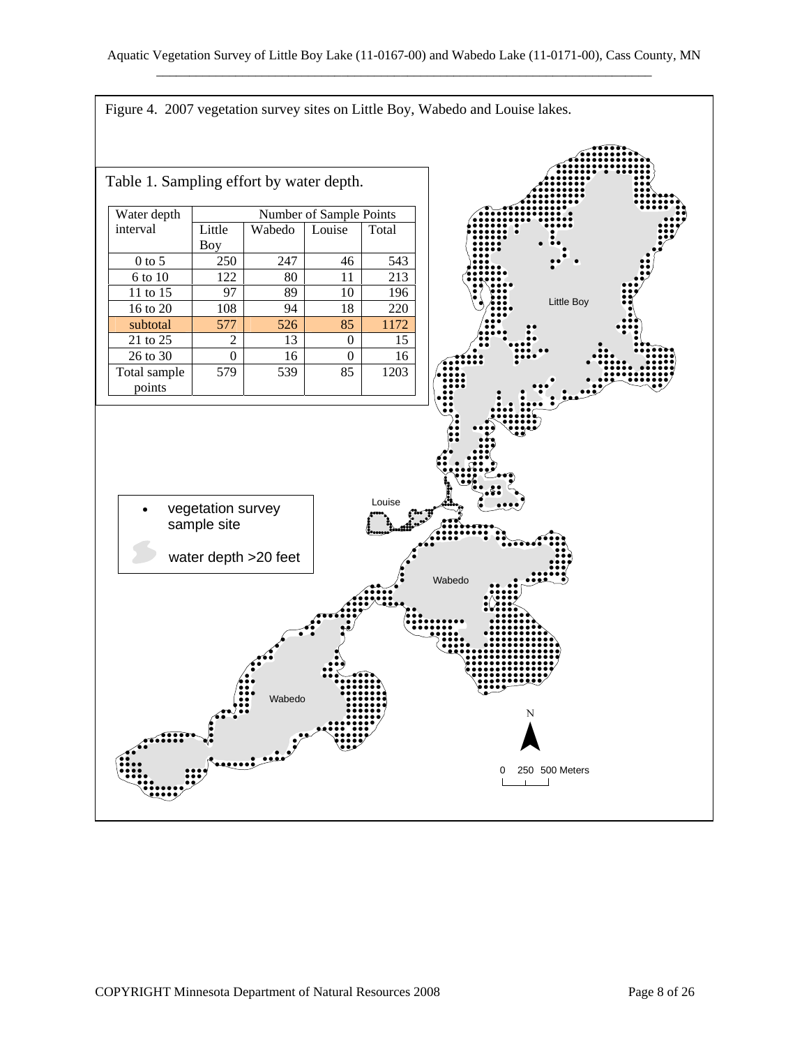Figure 4. 2007 vegetation survey sites on Little Boy, Wabedo and Louise lakes.

Table 1. Sampling effort by water depth.

| Water depth interval | Number of Sample Points | | | |
|---|---|---|---|---|
| | Little Boy | Wabedo | Louise | Total |
| 0 to 5 | 250 | 247 | 46 | 543 |
| 6 to 10 | 122 | 80 | 11 | 213 |
| 11 to 15 | 97 | 89 | 10 | 196 |
| 16 to 20 | 108 | 94 | 18 | 220 |
| subtotal | 577 | 526 | 85 | 1172 |
| 21 to 25 | 2 | 13 | 0 | 15 |
| 26 to 30 | 0 | 16 | 0 | 16 |
| Total sample points | 579 | 539 | 85 | 1203 |

- vegetation survey sample site
- water depth >20 feet

Little Boy

Louise

Wabedo

Wabedo

N

0 250 500 Meters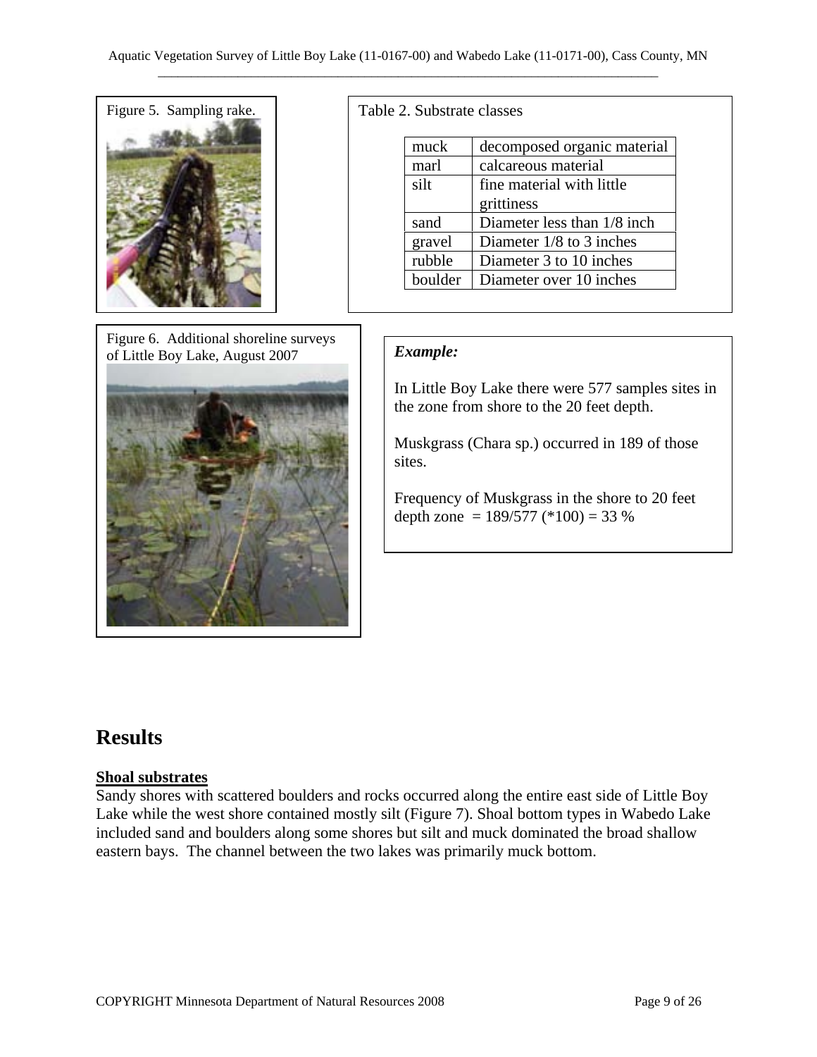Figure 5. Sampling rake.

Table 2. Substrate classes

| muck | decomposed organic material |
|---|---|
| marl | calcareous material |
| silt | fine material with little grittiness |
| sand | Diameter less than 1/8 inch |
| gravel | Diameter 1/8 to 3 inches |
| rubble | Diameter 3 to 10 inches |
| boulder | Diameter over 10 inches |

Figure 6. Additional shoreline surveys of Little Boy Lake, August 2007

***Example:***

In Little Boy Lake there were 577 samples sites in the zone from shore to the 20 feet depth.

Muskgrass (Chara sp.) occurred in 189 of those sites.

Frequency of Muskgrass in the shore to 20 feet depth zone = 189/577 (*100) = 33 %

# Results

**Shoal substrates**

Sandy shores with scattered boulders and rocks occurred along the entire east side of Little Boy Lake while the west shore contained mostly silt (Figure 7). Shoal bottom types in Wabedo Lake included sand and boulders along some shores but silt and muck dominated the broad shallow eastern bays. The channel between the two lakes was primarily muck bottom.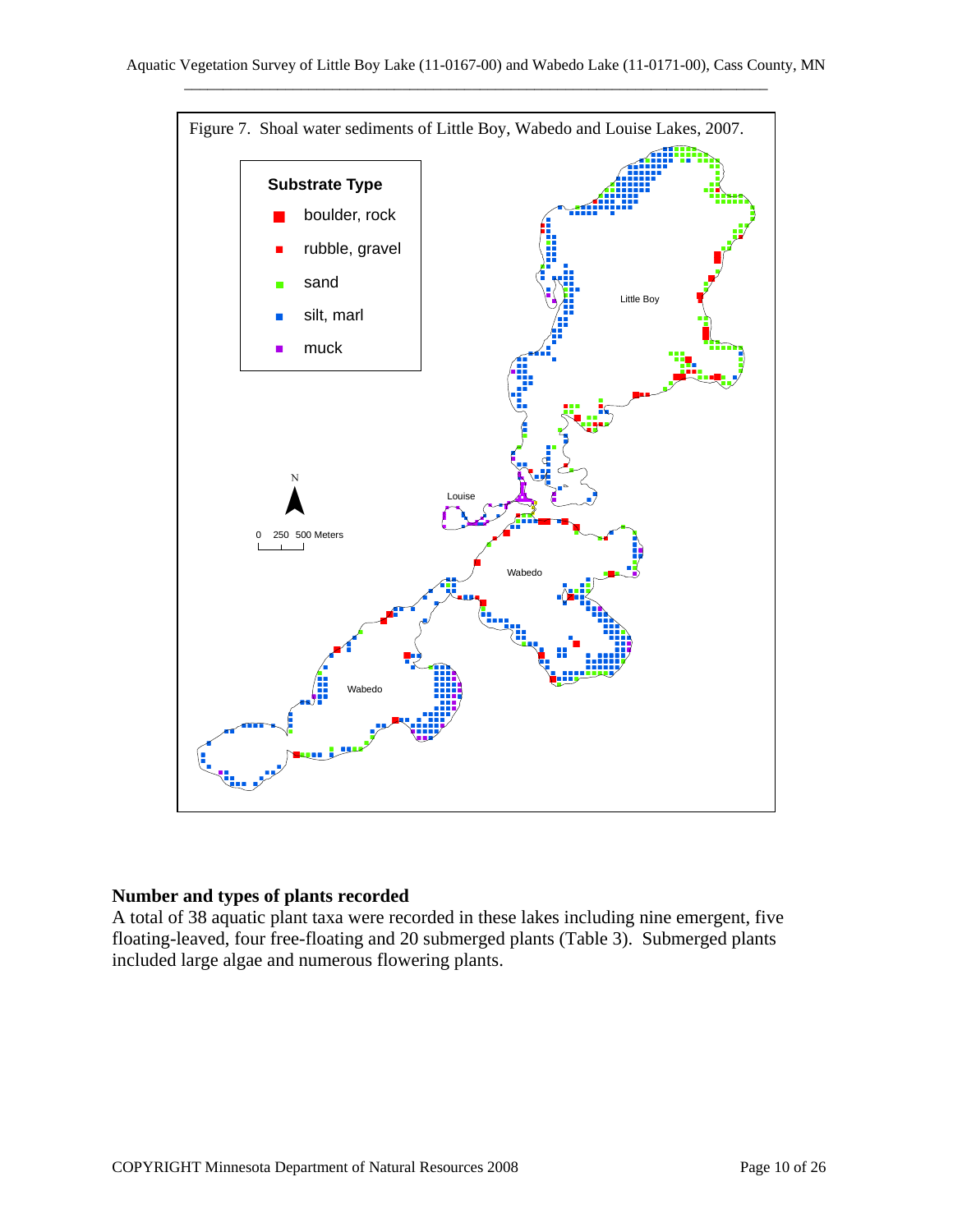Figure 7. Shoal water sediments of Little Boy, Wabedo and Louise Lakes, 2007.

**Substrate Type**

- boulder, rock
- rubble, gravel
- sand
- silt, marl
- muck

## Number and types of plants recorded

A total of 38 aquatic plant taxa were recorded in these lakes including nine emergent, five floating-leaved, four free-floating and 20 submerged plants (Table 3). Submerged plants included large algae and numerous flowering plants.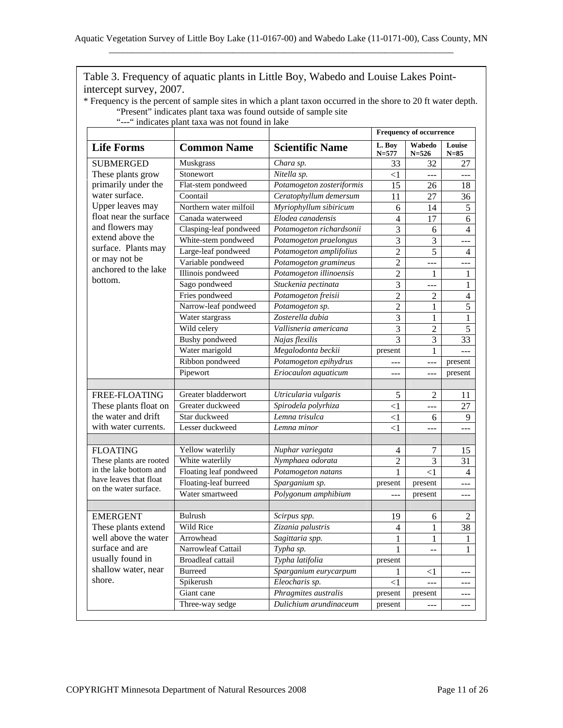Table 3. Frequency of aquatic plants in Little Boy, Wabedo and Louise Lakes Point-intercept survey, 2007.

* Frequency is the percent of sample sites in which a plant taxon occurred in the shore to 20 ft water depth.
"Present" indicates plant taxa was found outside of sample site
"---" indicates plant taxa was not found in lake

| | | | Frequency of occurrence | | |
|---|---|---|---|---|---|
| **Life Forms** | **Common Name** | **Scientific Name** | **L. Boy N=577** | **Wabedo N=526** | **Louise N=85** |
| SUBMERGED These plants grow primarily under the water surface. Upper leaves may float near the surface and flowers may extend above the surface. Plants may or may not be anchored to the lake bottom. | Muskgrass | *Chara sp.* | 33 | 32 | 27 |
| | Stonewort | *Nitella sp.* | <1 | --- | --- |
| | Flat-stem pondweed | *Potamogeton zosteriformis* | 15 | 26 | 18 |
| | Coontail | *Ceratophyllum demersum* | 11 | 27 | 36 |
| | Northern water milfoil | *Myriophyllum sibiricum* | 6 | 14 | 5 |
| | Canada waterweed | *Elodea canadensis* | 4 | 17 | 6 |
| | Clasping-leaf pondweed | *Potamogeton richardsonii* | 3 | 6 | 4 |
| | White-stem pondweed | *Potamogeton praelongus* | 3 | 3 | --- |
| | Large-leaf pondweed | *Potamogeton amplifolius* | 2 | 5 | 4 |
| | Variable pondweed | *Potamogeton gramineus* | 2 | --- | --- |
| | Illinois pondweed | *Potamogeton illinoensis* | 2 | 1 | 1 |
| | Sago pondweed | *Stuckenia pectinata* | 3 | --- | 1 |
| | Fries pondweed | *Potamogeton freisii* | 2 | 2 | 4 |
| | Narrow-leaf pondweed | *Potamogeton sp.* | 2 | 1 | 5 |
| | Water stargrass | *Zosterella dubia* | 3 | 1 | 1 |
| | Wild celery | *Vallisneria americana* | 3 | 2 | 5 |
| | Bushy pondweed | *Najas flexilis* | 3 | 3 | 33 |
| | Water marigold | *Megalodonta beckii* | present | 1 | --- |
| | Ribbon pondweed | *Potamogeton epihydrus* | --- | --- | present |
| | Pipewort | *Eriocaulon aquaticum* | --- | --- | present |
| | | | | | |
| FREE-FLOATING These plants float on the water and drift with water currents. | Greater bladderwort | *Utricularia vulgaris* | 5 | 2 | 11 |
| | Greater duckweed | *Spirodela polyrhiza* | <1 | --- | 27 |
| | Star duckweed | *Lemna trisulca* | <1 | 6 | 9 |
| | Lesser duckweed | *Lemna minor* | <1 | --- | --- |
| | | | | | |
| FLOATING These plants are rooted in the lake bottom and have leaves that float on the water surface. | Yellow waterlily | *Nuphar variegata* | 4 | 7 | 15 |
| | White waterlily | *Nymphaea odorata* | 2 | 3 | 31 |
| | Floating leaf pondweed | *Potamogeton natans* | 1 | <1 | 4 |
| | Floating-leaf burreed | *Sparganium sp.* | present | present | --- |
| | Water smartweed | *Polygonum amphibium* | --- | present | --- |
| | | | | | |
| EMERGENT These plants extend well above the water surface and are usually found in shallow water, near shore. | Bulrush | *Scirpus spp.* | 19 | 6 | 2 |
| | Wild Rice | *Zizania palustris* | 4 | 1 | 38 |
| | Arrowhead | *Sagittaria spp.* | 1 | 1 | 1 |
| | Narrowleaf Cattail | *Typha sp.* | 1 | -- | 1 |
| | Broadleaf cattail | *Typha latifolia* | present | | |
| | Burreed | *Sparganium eurycarpum* | 1 | <1 | --- |
| | Spikerush | *Eleocharis sp.* | <1 | --- | --- |
| | Giant cane | *Phragmites australis* | present | present | --- |
| | Three-way sedge | *Dulichium arundinaceum* | present | --- | --- |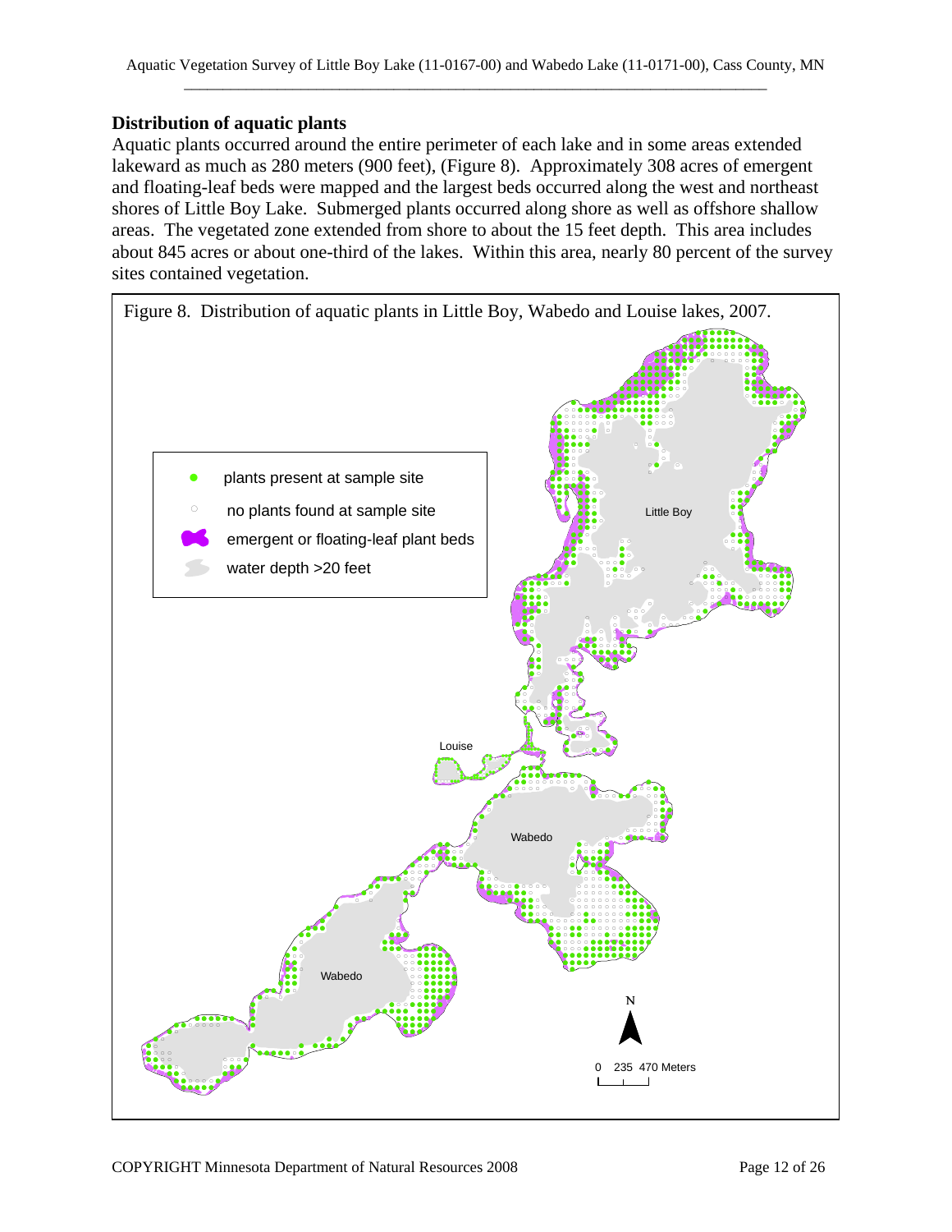## Distribution of aquatic plants

Aquatic plants occurred around the entire perimeter of each lake and in some areas extended lakeward as much as 280 meters (900 feet), (Figure 8). Approximately 308 acres of emergent and floating-leaf beds were mapped and the largest beds occurred along the west and northeast shores of Little Boy Lake. Submerged plants occurred along shore as well as offshore shallow areas. The vegetated zone extended from shore to about the 15 feet depth. This area includes about 845 acres or about one-third of the lakes. Within this area, nearly 80 percent of the survey sites contained vegetation.

Figure 8. Distribution of aquatic plants in Little Boy, Wabedo and Louise lakes, 2007.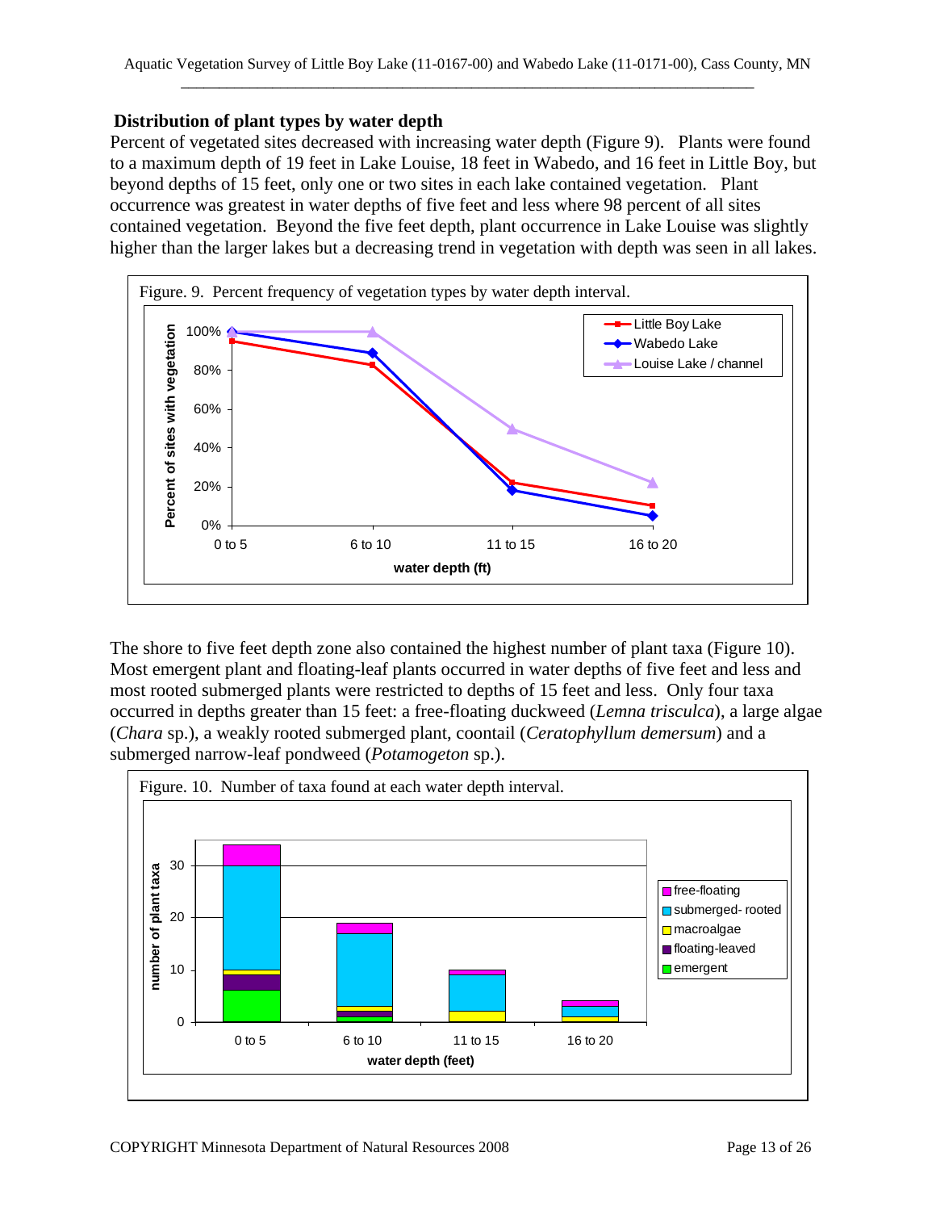### Distribution of plant types by water depth

Percent of vegetated sites decreased with increasing water depth (Figure 9). Plants were found to a maximum depth of 19 feet in Lake Louise, 18 feet in Wabedo, and 16 feet in Little Boy, but beyond depths of 15 feet, only one or two sites in each lake contained vegetation. Plant occurrence was greatest in water depths of five feet and less where 98 percent of all sites contained vegetation. Beyond the five feet depth, plant occurrence in Lake Louise was slightly higher than the larger lakes but a decreasing trend in vegetation with depth was seen in all lakes.

Figure. 9. Percent frequency of vegetation types by water depth interval.

The shore to five feet depth zone also contained the highest number of plant taxa (Figure 10). Most emergent plant and floating-leaf plants occurred in water depths of five feet and less and most rooted submerged plants were restricted to depths of 15 feet and less. Only four taxa occurred in depths greater than 15 feet: a free-floating duckweed (*Lemna trisculca*), a large algae (*Chara* sp.), a weakly rooted submerged plant, coontail (*Ceratophyllum demersum*) and a submerged narrow-leaf pondweed (*Potamogeton* sp.).

Figure. 10. Number of taxa found at each water depth interval.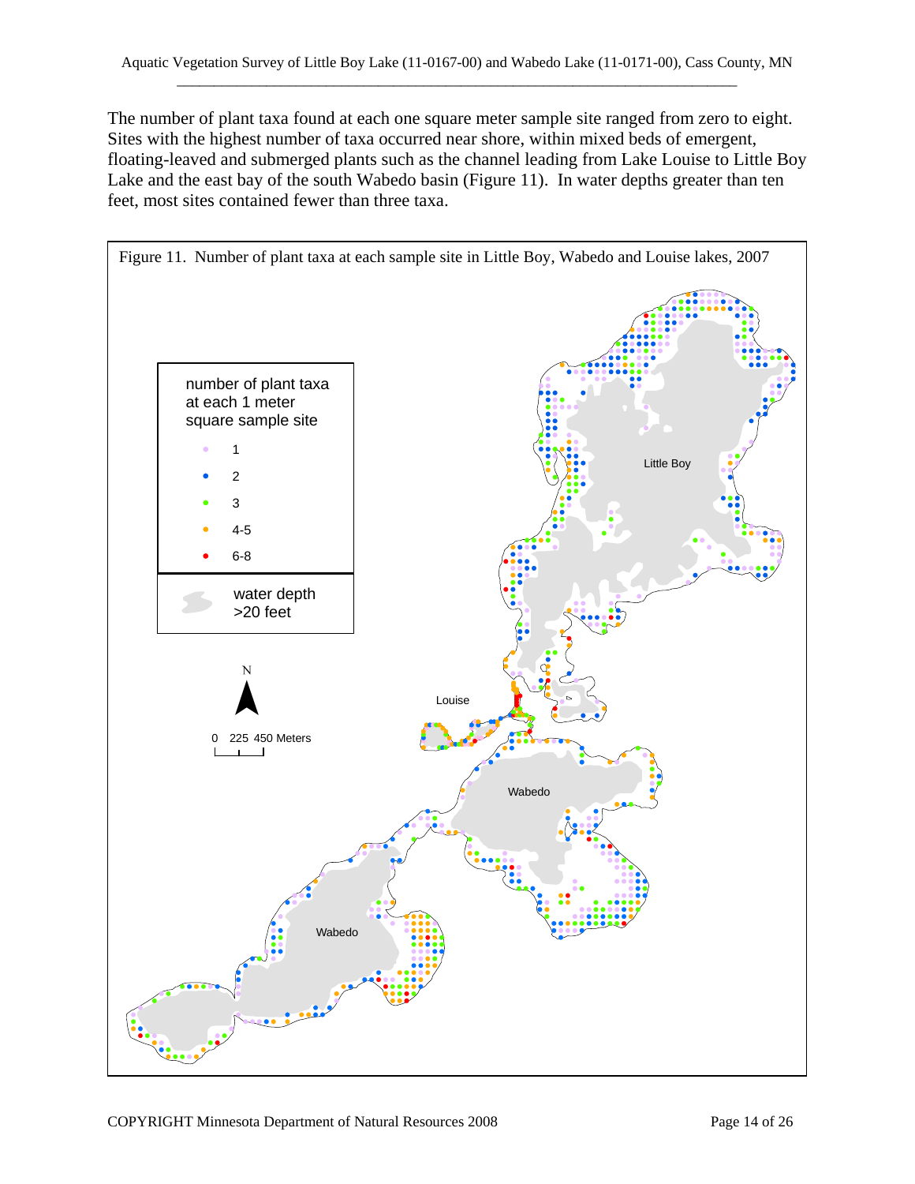The number of plant taxa found at each one square meter sample site ranged from zero to eight. Sites with the highest number of taxa occurred near shore, within mixed beds of emergent, floating-leaved and submerged plants such as the channel leading from Lake Louise to Little Boy Lake and the east bay of the south Wabedo basin (Figure 11). In water depths greater than ten feet, most sites contained fewer than three taxa.

Figure 11. Number of plant taxa at each sample site in Little Boy, Wabedo and Louise lakes, 2007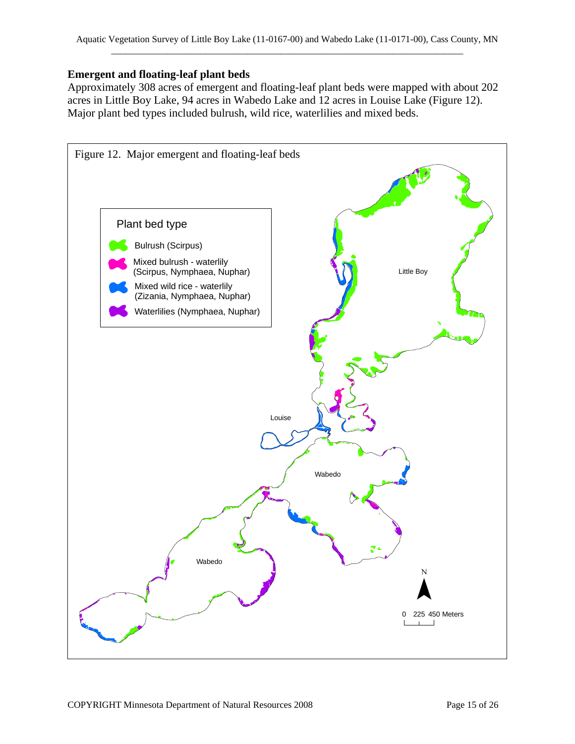## Emergent and floating-leaf plant beds

Approximately 308 acres of emergent and floating-leaf plant beds were mapped with about 202 acres in Little Boy Lake, 94 acres in Wabedo Lake and 12 acres in Louise Lake (Figure 12). Major plant bed types included bulrush, wild rice, waterlilies and mixed beds.

Figure 12. Major emergent and floating-leaf beds

Plant bed type

- Bulrush (Scirpus)
- Mixed bulrush - waterlily (Scirpus, Nymphaea, Nuphar)
- Mixed wild rice - waterlily (Zizania, Nymphaea, Nuphar)
- Waterlilies (Nymphaea, Nuphar)

Little Boy

Louise

Wabedo

Wabedo

N

0 225 450 Meters

COPYRIGHT Minnesota Department of Natural Resources 2008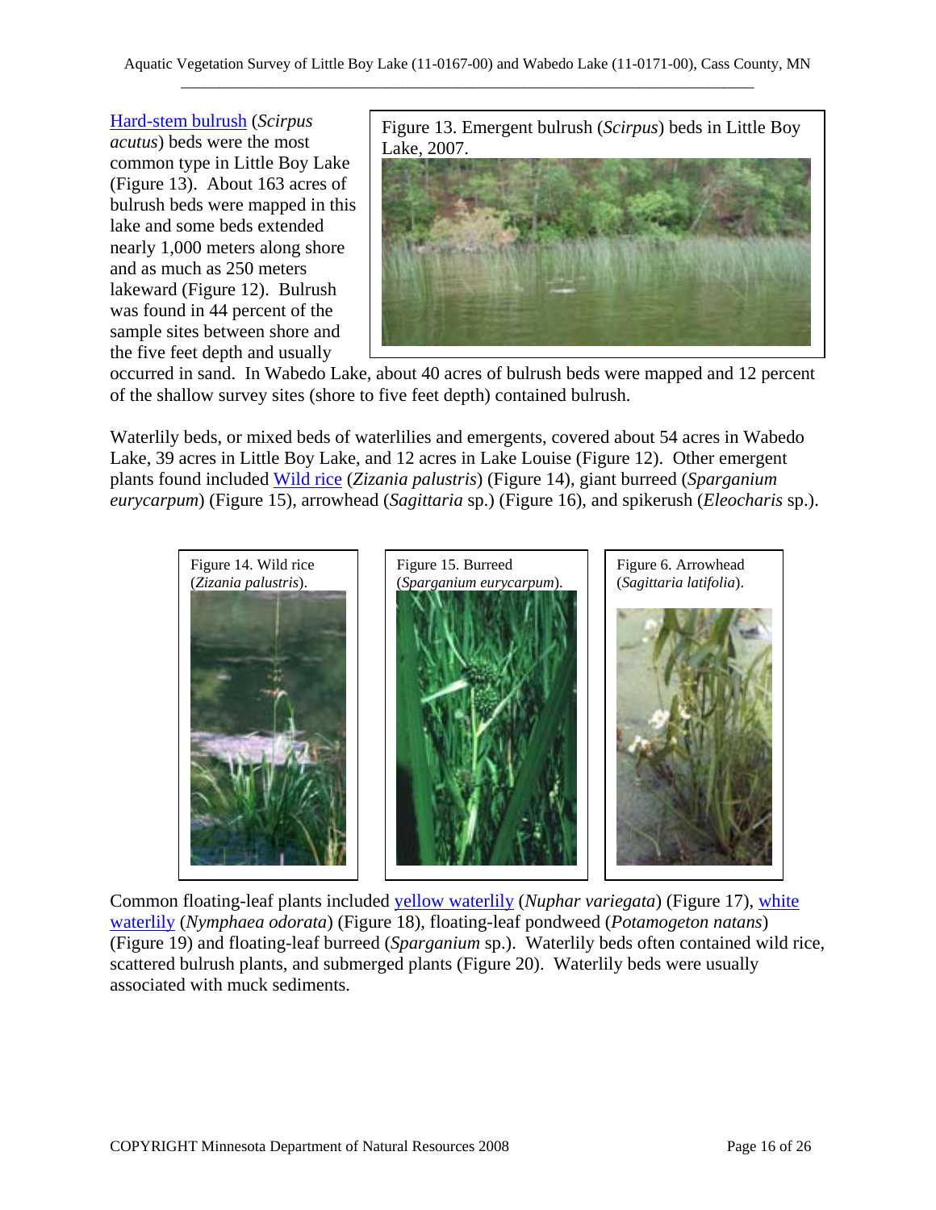Hard-stem bulrush (*Scirpus acutus*) beds were the most common type in Little Boy Lake (Figure 13). About 163 acres of bulrush beds were mapped in this lake and some beds extended nearly 1,000 meters along shore and as much as 250 meters lakeward (Figure 12). Bulrush was found in 44 percent of the sample sites between shore and the five feet depth and usually occurred in sand. In Wabedo Lake, about 40 acres of bulrush beds were mapped and 12 percent of the shallow survey sites (shore to five feet depth) contained bulrush.

Figure 13. Emergent bulrush (*Scirpus*) beds in Little Boy Lake, 2007.

Waterlily beds, or mixed beds of waterlilies and emergents, covered about 54 acres in Wabedo Lake, 39 acres in Little Boy Lake, and 12 acres in Lake Louise (Figure 12). Other emergent plants found included Wild rice (*Zizania palustris*) (Figure 14), giant burreed (*Sparganium eurycarpum*) (Figure 15), arrowhead (*Sagittaria* sp.) (Figure 16), and spikerush (*Eleocharis* sp.).

Figure 14. Wild rice (*Zizania palustris*).

Figure 15. Burreed (*Sparganium eurycarpum*).

Figure 6. Arrowhead (*Sagittaria latifolia*).

Common floating-leaf plants included yellow waterlily (*Nuphar variegata*) (Figure 17), white waterlily (*Nymphaea odorata*) (Figure 18), floating-leaf pondweed (*Potamogeton natans*) (Figure 19) and floating-leaf burreed (*Sparganium* sp.). Waterlily beds often contained wild rice, scattered bulrush plants, and submerged plants (Figure 20). Waterlily beds were usually associated with muck sediments.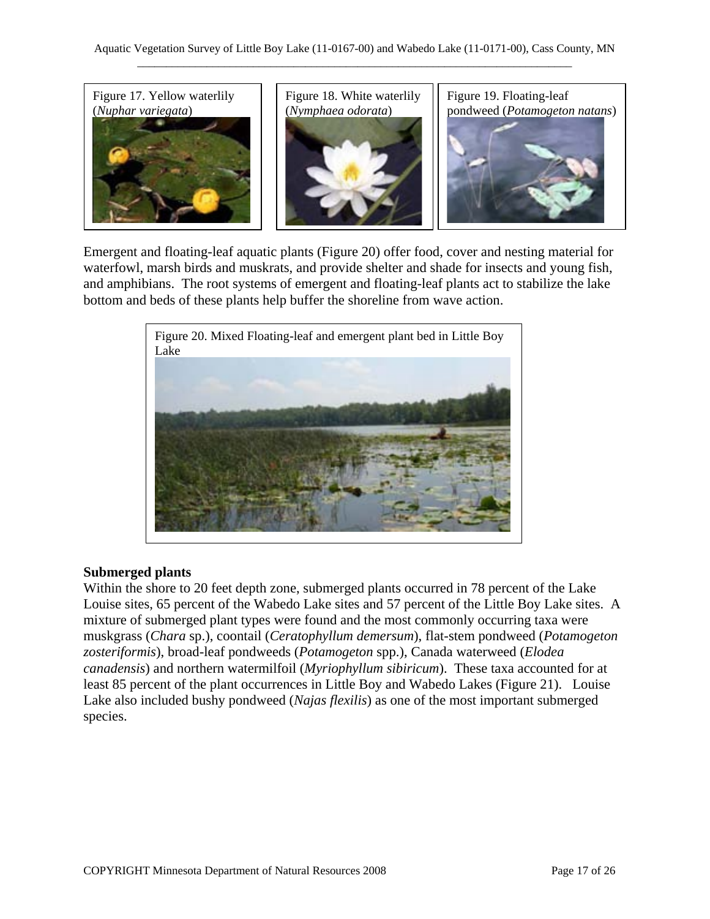Figure 17. Yellow waterlily (*Nuphar variegata*)

Figure 18. White waterlily (*Nymphaea odorata*)

Figure 19. Floating-leaf pondweed (*Potamogeton natans*)

Emergent and floating-leaf aquatic plants (Figure 20) offer food, cover and nesting material for waterfowl, marsh birds and muskrats, and provide shelter and shade for insects and young fish, and amphibians. The root systems of emergent and floating-leaf plants act to stabilize the lake bottom and beds of these plants help buffer the shoreline from wave action.

Figure 20. Mixed Floating-leaf and emergent plant bed in Little Boy Lake

**Submerged plants**

Within the shore to 20 feet depth zone, submerged plants occurred in 78 percent of the Lake Louise sites, 65 percent of the Wabedo Lake sites and 57 percent of the Little Boy Lake sites. A mixture of submerged plant types were found and the most commonly occurring taxa were muskgrass (*Chara* sp.), coontail (*Ceratophyllum demersum*), flat-stem pondweed (*Potamogeton zosteriformis*), broad-leaf pondweeds (*Potamogeton* spp.), Canada waterweed (*Elodea canadensis*) and northern watermilfoil (*Myriophyllum sibiricum*). These taxa accounted for at least 85 percent of the plant occurrences in Little Boy and Wabedo Lakes (Figure 21). Louise Lake also included bushy pondweed (*Najas flexilis*) as one of the most important submerged species.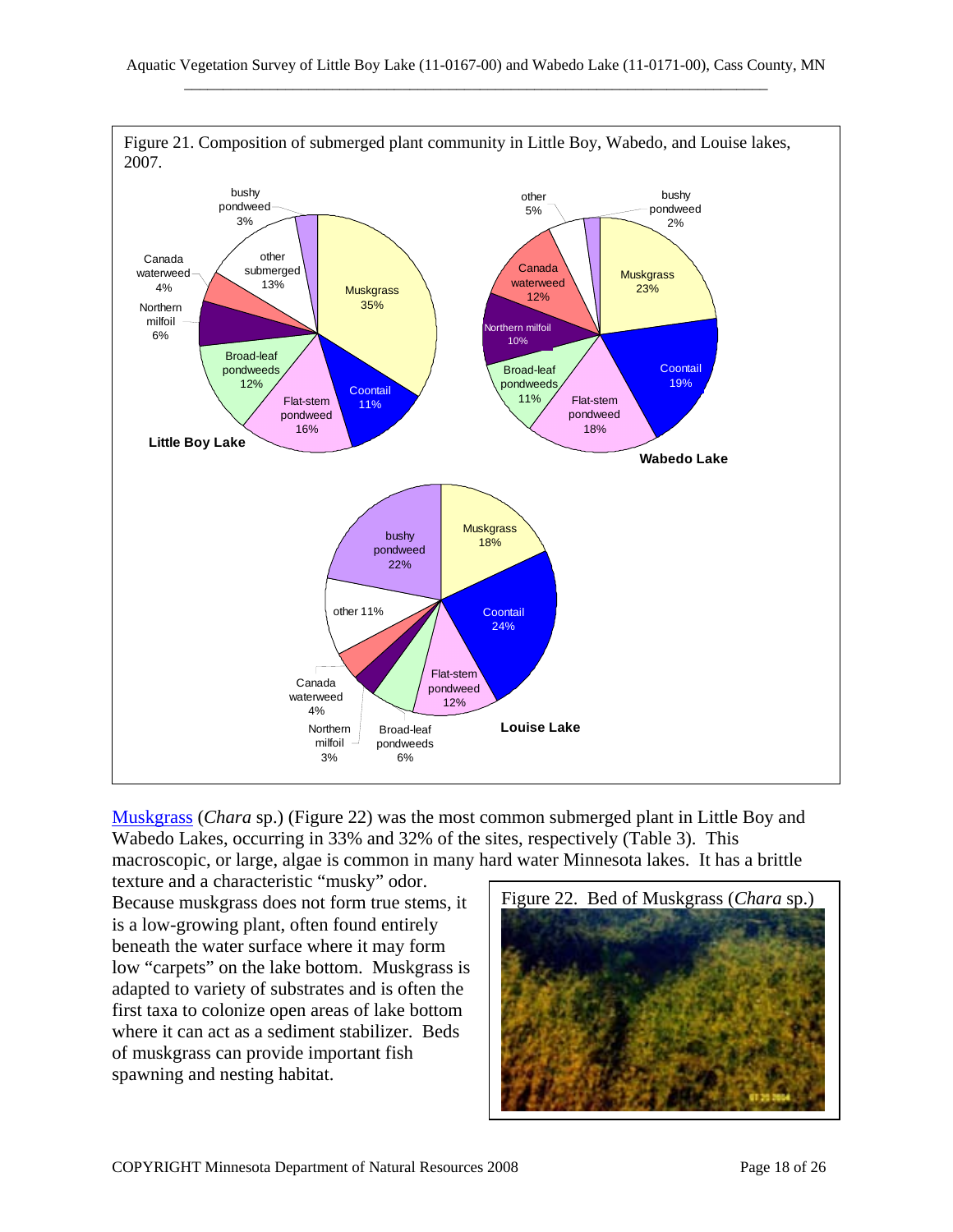Figure 21. Composition of submerged plant community in Little Boy, Wabedo, and Louise lakes, 2007.

**Little Boy Lake**

- Muskgrass 35%
- Coontail 11%
- Flat-stem pondweed 16%
- Broad-leaf pondweeds 12%
- Northern milfoil 6%
- Canada waterweed 4%
- other submerged 13%
- bushy pondweed 3%

**Wabedo Lake**

- Muskgrass 23%
- Coontail 19%
- Flat-stem pondweed 18%
- Broad-leaf pondweeds 11%
- Northern milfoil 10%
- Canada waterweed 12%
- other 5%
- bushy pondweed 2%

**Louise Lake**

- Muskgrass 18%
- Coontail 24%
- Flat-stem pondweed 12%
- Broad-leaf pondweeds 6%
- Northern milfoil 3%
- Canada waterweed 4%
- other 11%
- bushy pondweed 22%

Muskgrass (*Chara* sp.) (Figure 22) was the most common submerged plant in Little Boy and Wabedo Lakes, occurring in 33% and 32% of the sites, respectively (Table 3). This macroscopic, or large, algae is common in many hard water Minnesota lakes. It has a brittle texture and a characteristic "musky" odor. Because muskgrass does not form true stems, it is a low-growing plant, often found entirely beneath the water surface where it may form low "carpets" on the lake bottom. Muskgrass is adapted to variety of substrates and is often the first taxa to colonize open areas of lake bottom where it can act as a sediment stabilizer. Beds of muskgrass can provide important fish spawning and nesting habitat.

Figure 22. Bed of Muskgrass (*Chara* sp.)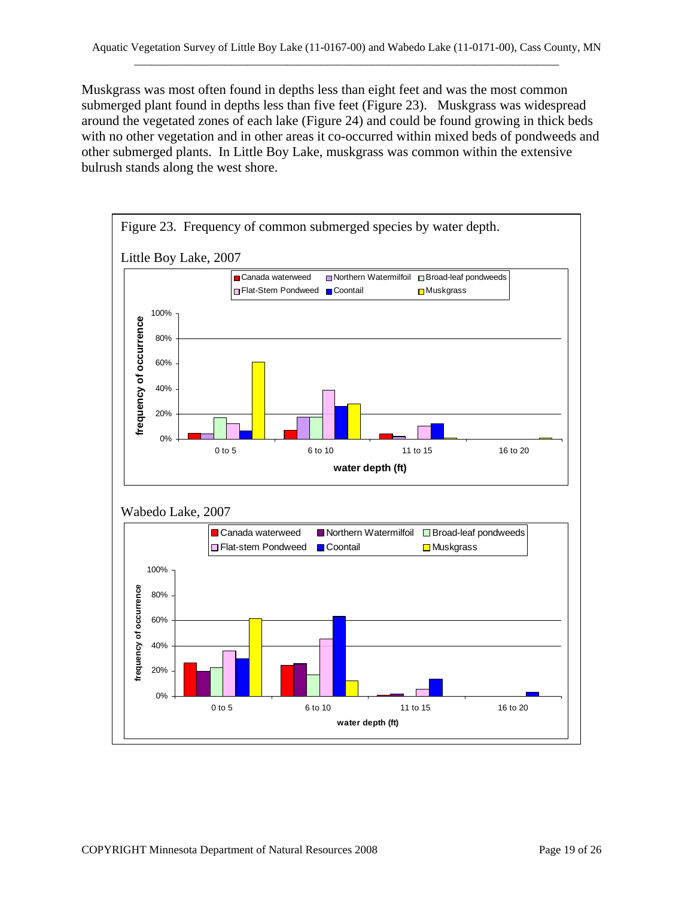Muskgrass was most often found in depths less than eight feet and was the most common submerged plant found in depths less than five feet (Figure 23). Muskgrass was widespread around the vegetated zones of each lake (Figure 24) and could be found growing in thick beds with no other vegetation and in other areas it co-occurred within mixed beds of pondweeds and other submerged plants. In Little Boy Lake, muskgrass was common within the extensive bulrush stands along the west shore.

Figure 23. Frequency of common submerged species by water depth.

Little Boy Lake, 2007

Wabedo Lake, 2007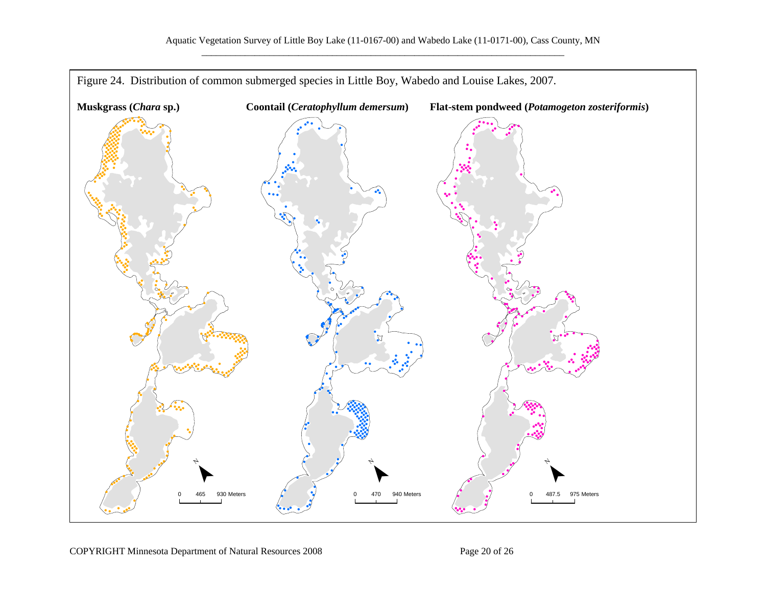Figure 24. Distribution of common submerged species in Little Boy, Wabedo and Louise Lakes, 2007.

**Muskgrass (*Chara* sp.)**

**Coontail (*Ceratophyllum demersum*)**

**Flat-stem pondweed (*Potamogeton zosteriformis*)**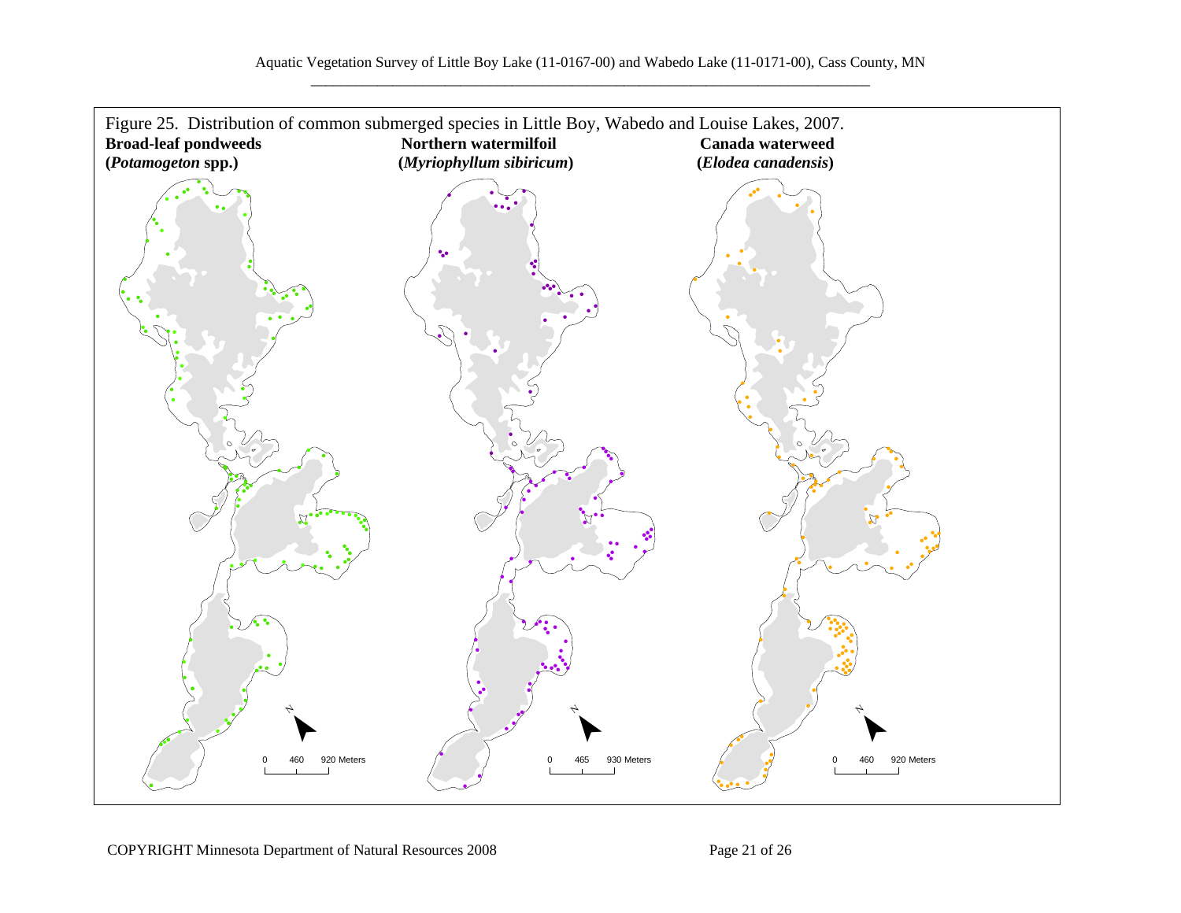Figure 25. Distribution of common submerged species in Little Boy, Wabedo and Louise Lakes, 2007.

**Broad-leaf pondweeds (*Potamogeton* spp.)**

**Northern watermilfoil (*Myriophyllum sibiricum*)**

**Canada waterweed (*Elodea canadensis*)**

N

0 460 920 Meters

N

0 465 930 Meters

N

0 460 920 Meters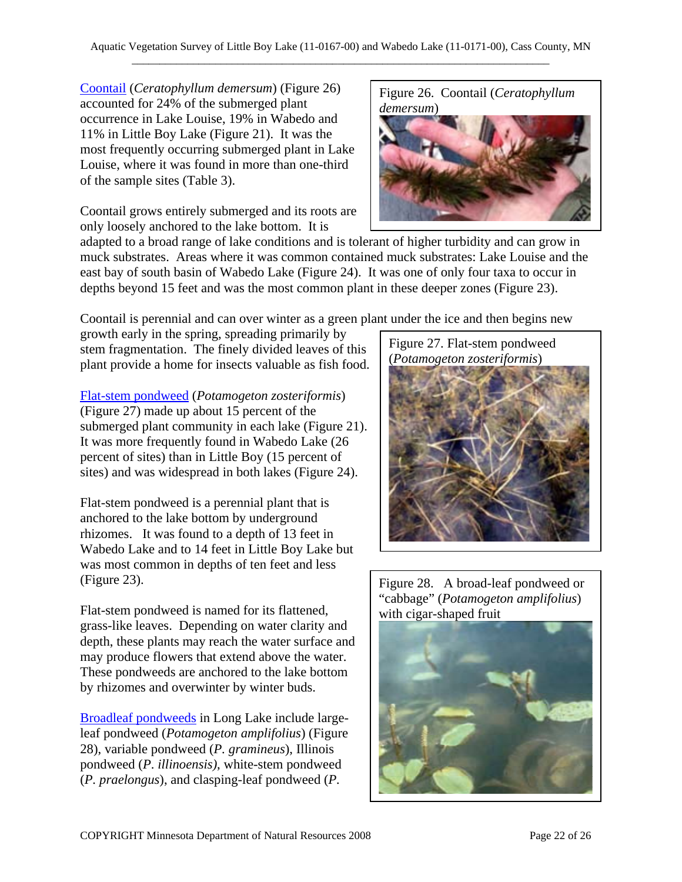Coontail (*Ceratophyllum demersum*) (Figure 26) accounted for 24% of the submerged plant occurrence in Lake Louise, 19% in Wabedo and 11% in Little Boy Lake (Figure 21). It was the most frequently occurring submerged plant in Lake Louise, where it was found in more than one-third of the sample sites (Table 3).

Figure 26. Coontail (*Ceratophyllum demersum*)

Coontail grows entirely submerged and its roots are only loosely anchored to the lake bottom. It is adapted to a broad range of lake conditions and is tolerant of higher turbidity and can grow in muck substrates. Areas where it was common contained muck substrates: Lake Louise and the east bay of south basin of Wabedo Lake (Figure 24). It was one of only four taxa to occur in depths beyond 15 feet and was the most common plant in these deeper zones (Figure 23).

Coontail is perennial and can over winter as a green plant under the ice and then begins new growth early in the spring, spreading primarily by stem fragmentation. The finely divided leaves of this plant provide a home for insects valuable as fish food.

Figure 27. Flat-stem pondweed (*Potamogeton zosteriformis*)

Flat-stem pondweed (*Potamogeton zosteriformis*) (Figure 27) made up about 15 percent of the submerged plant community in each lake (Figure 21). It was more frequently found in Wabedo Lake (26 percent of sites) than in Little Boy (15 percent of sites) and was widespread in both lakes (Figure 24).

Flat-stem pondweed is a perennial plant that is anchored to the lake bottom by underground rhizomes. It was found to a depth of 13 feet in Wabedo Lake and to 14 feet in Little Boy Lake but was most common in depths of ten feet and less (Figure 23).

Figure 28. A broad-leaf pondweed or "cabbage" (*Potamogeton amplifolius*) with cigar-shaped fruit

Flat-stem pondweed is named for its flattened, grass-like leaves. Depending on water clarity and depth, these plants may reach the water surface and may produce flowers that extend above the water. These pondweeds are anchored to the lake bottom by rhizomes and overwinter by winter buds.

Broadleaf pondweeds in Long Lake include large-leaf pondweed (*Potamogeton amplifolius*) (Figure 28), variable pondweed (*P. gramineus*), Illinois pondweed (*P. illinoensis)*, white-stem pondweed (*P. praelongus*), and clasping-leaf pondweed (*P.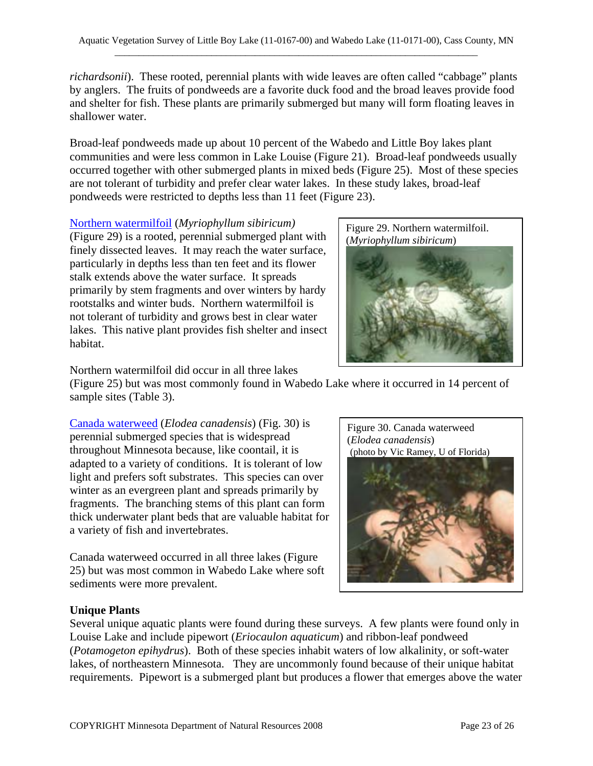*richardsonii*). These rooted, perennial plants with wide leaves are often called "cabbage" plants by anglers. The fruits of pondweeds are a favorite duck food and the broad leaves provide food and shelter for fish. These plants are primarily submerged but many will form floating leaves in shallower water.

Broad-leaf pondweeds made up about 10 percent of the Wabedo and Little Boy lakes plant communities and were less common in Lake Louise (Figure 21). Broad-leaf pondweeds usually occurred together with other submerged plants in mixed beds (Figure 25). Most of these species are not tolerant of turbidity and prefer clear water lakes. In these study lakes, broad-leaf pondweeds were restricted to depths less than 11 feet (Figure 23).

Northern watermilfoil (*Myriophyllum sibiricum)* (Figure 29) is a rooted, perennial submerged plant with finely dissected leaves. It may reach the water surface, particularly in depths less than ten feet and its flower stalk extends above the water surface. It spreads primarily by stem fragments and over winters by hardy rootstalks and winter buds. Northern watermilfoil is not tolerant of turbidity and grows best in clear water lakes. This native plant provides fish shelter and insect habitat.

Figure 29. Northern watermilfoil. (*Myriophyllum sibiricum*)

Northern watermilfoil did occur in all three lakes (Figure 25) but was most commonly found in Wabedo Lake where it occurred in 14 percent of sample sites (Table 3).

Canada waterweed (*Elodea canadensis*) (Fig. 30) is perennial submerged species that is widespread throughout Minnesota because, like coontail, it is adapted to a variety of conditions. It is tolerant of low light and prefers soft substrates. This species can over winter as an evergreen plant and spreads primarily by fragments. The branching stems of this plant can form thick underwater plant beds that are valuable habitat for a variety of fish and invertebrates.

Figure 30. Canada waterweed (*Elodea canadensis*) (photo by Vic Ramey, U of Florida)

Canada waterweed occurred in all three lakes (Figure 25) but was most common in Wabedo Lake where soft sediments were more prevalent.

**Unique Plants**

Several unique aquatic plants were found during these surveys. A few plants were found only in Louise Lake and include pipewort (*Eriocaulon aquaticum*) and ribbon-leaf pondweed (*Potamogeton epihydrus*). Both of these species inhabit waters of low alkalinity, or soft-water lakes, of northeastern Minnesota. They are uncommonly found because of their unique habitat requirements. Pipewort is a submerged plant but produces a flower that emerges above the water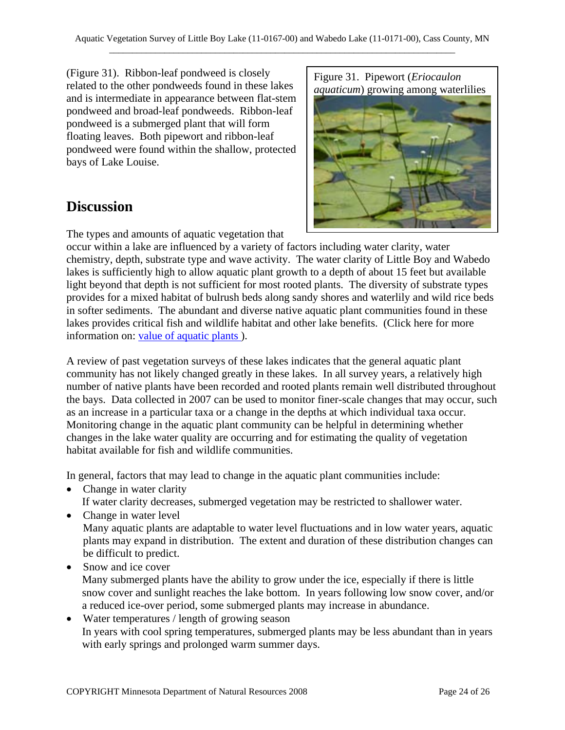(Figure 31). Ribbon-leaf pondweed is closely related to the other pondweeds found in these lakes and is intermediate in appearance between flat-stem pondweed and broad-leaf pondweeds. Ribbon-leaf pondweed is a submerged plant that will form floating leaves. Both pipewort and ribbon-leaf pondweed were found within the shallow, protected bays of Lake Louise.

Figure 31. Pipewort (*Eriocaulon aquaticum*) growing among waterlilies

## Discussion

The types and amounts of aquatic vegetation that occur within a lake are influenced by a variety of factors including water clarity, water chemistry, depth, substrate type and wave activity. The water clarity of Little Boy and Wabedo lakes is sufficiently high to allow aquatic plant growth to a depth of about 15 feet but available light beyond that depth is not sufficient for most rooted plants. The diversity of substrate types provides for a mixed habitat of bulrush beds along sandy shores and waterlily and wild rice beds in softer sediments. The abundant and diverse native aquatic plant communities found in these lakes provides critical fish and wildlife habitat and other lake benefits. (Click here for more information on: value of aquatic plants ).

A review of past vegetation surveys of these lakes indicates that the general aquatic plant community has not likely changed greatly in these lakes. In all survey years, a relatively high number of native plants have been recorded and rooted plants remain well distributed throughout the bays. Data collected in 2007 can be used to monitor finer-scale changes that may occur, such as an increase in a particular taxa or a change in the depths at which individual taxa occur. Monitoring change in the aquatic plant community can be helpful in determining whether changes in the lake water quality are occurring and for estimating the quality of vegetation habitat available for fish and wildlife communities.

In general, factors that may lead to change in the aquatic plant communities include:

- Change in water clarity
  If water clarity decreases, submerged vegetation may be restricted to shallower water.
- Change in water level
  Many aquatic plants are adaptable to water level fluctuations and in low water years, aquatic plants may expand in distribution. The extent and duration of these distribution changes can be difficult to predict.
- Snow and ice cover
  Many submerged plants have the ability to grow under the ice, especially if there is little snow cover and sunlight reaches the lake bottom. In years following low snow cover, and/or a reduced ice-over period, some submerged plants may increase in abundance.
- Water temperatures / length of growing season
  In years with cool spring temperatures, submerged plants may be less abundant than in years with early springs and prolonged warm summer days.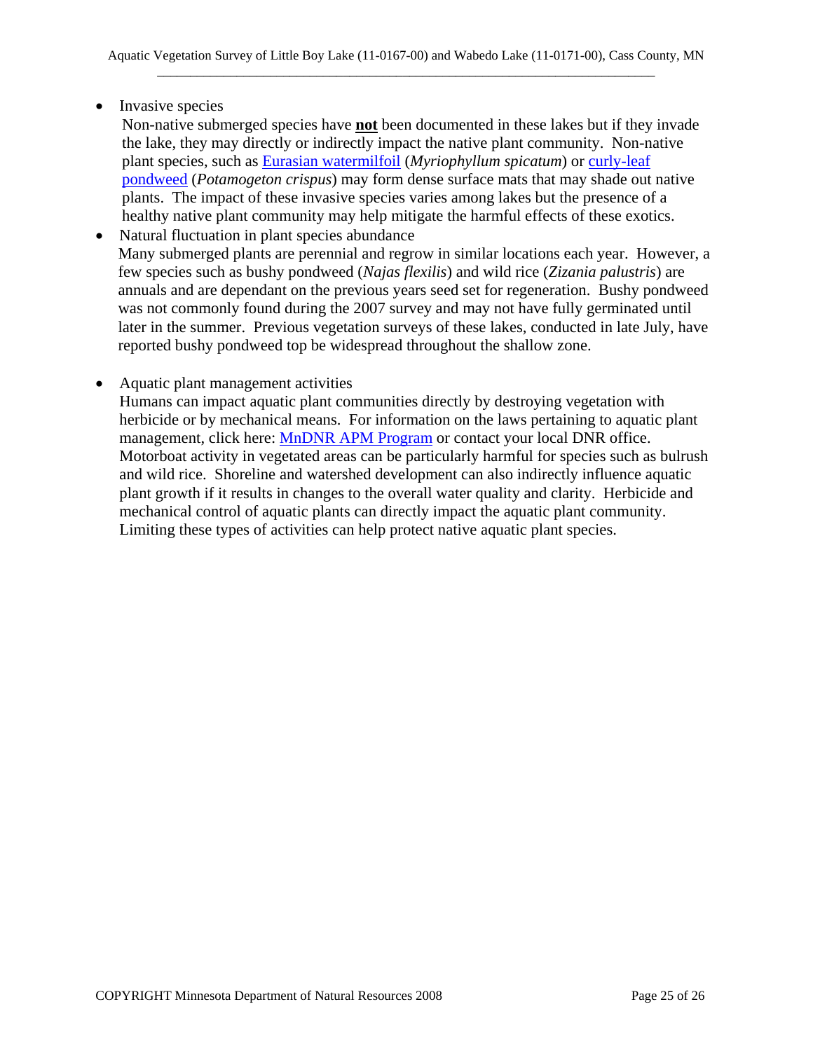- Invasive species

  Non-native submerged species have **not** been documented in these lakes but if they invade the lake, they may directly or indirectly impact the native plant community. Non-native plant species, such as Eurasian watermilfoil (*Myriophyllum spicatum*) or curly-leaf pondweed (*Potamogeton crispus*) may form dense surface mats that may shade out native plants. The impact of these invasive species varies among lakes but the presence of a healthy native plant community may help mitigate the harmful effects of these exotics.

- Natural fluctuation in plant species abundance

  Many submerged plants are perennial and regrow in similar locations each year. However, a few species such as bushy pondweed (*Najas flexilis*) and wild rice (*Zizania palustris*) are annuals and are dependant on the previous years seed set for regeneration. Bushy pondweed was not commonly found during the 2007 survey and may not have fully germinated until later in the summer. Previous vegetation surveys of these lakes, conducted in late July, have reported bushy pondweed top be widespread throughout the shallow zone.

- Aquatic plant management activities

  Humans can impact aquatic plant communities directly by destroying vegetation with herbicide or by mechanical means. For information on the laws pertaining to aquatic plant management, click here: MnDNR APM Program or contact your local DNR office. Motorboat activity in vegetated areas can be particularly harmful for species such as bulrush and wild rice. Shoreline and watershed development can also indirectly influence aquatic plant growth if it results in changes to the overall water quality and clarity. Herbicide and mechanical control of aquatic plants can directly impact the aquatic plant community. Limiting these types of activities can help protect native aquatic plant species.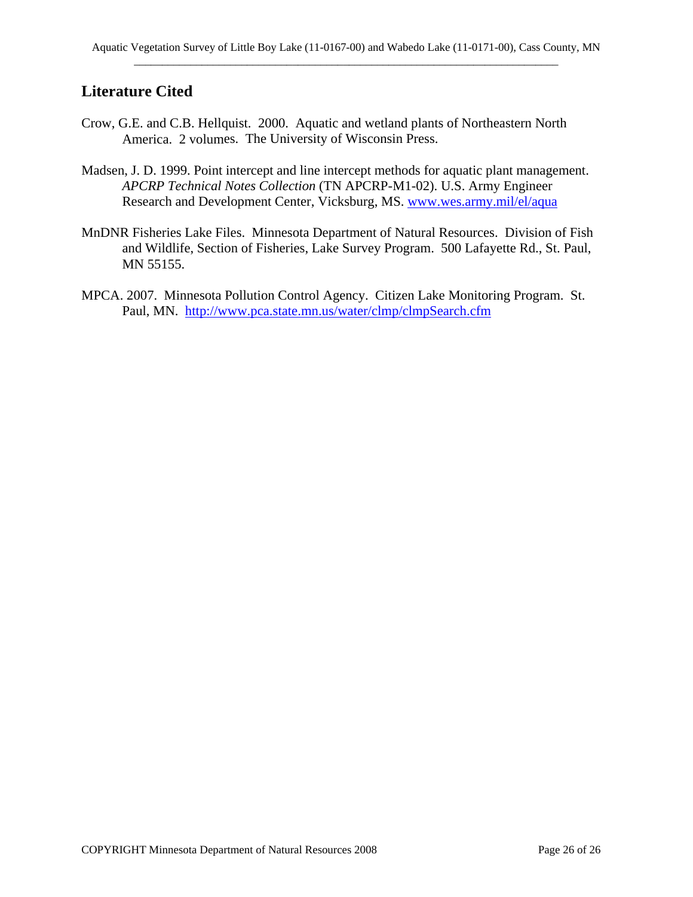## Literature Cited

Crow, G.E. and C.B. Hellquist. 2000. Aquatic and wetland plants of Northeastern North America. 2 volumes. The University of Wisconsin Press.

Madsen, J. D. 1999. Point intercept and line intercept methods for aquatic plant management. *APCRP Technical Notes Collection* (TN APCRP-M1-02). U.S. Army Engineer Research and Development Center, Vicksburg, MS. [www.wes.army.mil/el/aqua](www.wes.army.mil/el/aqua)

MnDNR Fisheries Lake Files. Minnesota Department of Natural Resources. Division of Fish and Wildlife, Section of Fisheries, Lake Survey Program. 500 Lafayette Rd., St. Paul, MN 55155.

MPCA. 2007. Minnesota Pollution Control Agency. Citizen Lake Monitoring Program. St. Paul, MN. [http://www.pca.state.mn.us/water/clmp/clmpSearch.cfm](http://www.pca.state.mn.us/water/clmp/clmpSearch.cfm)